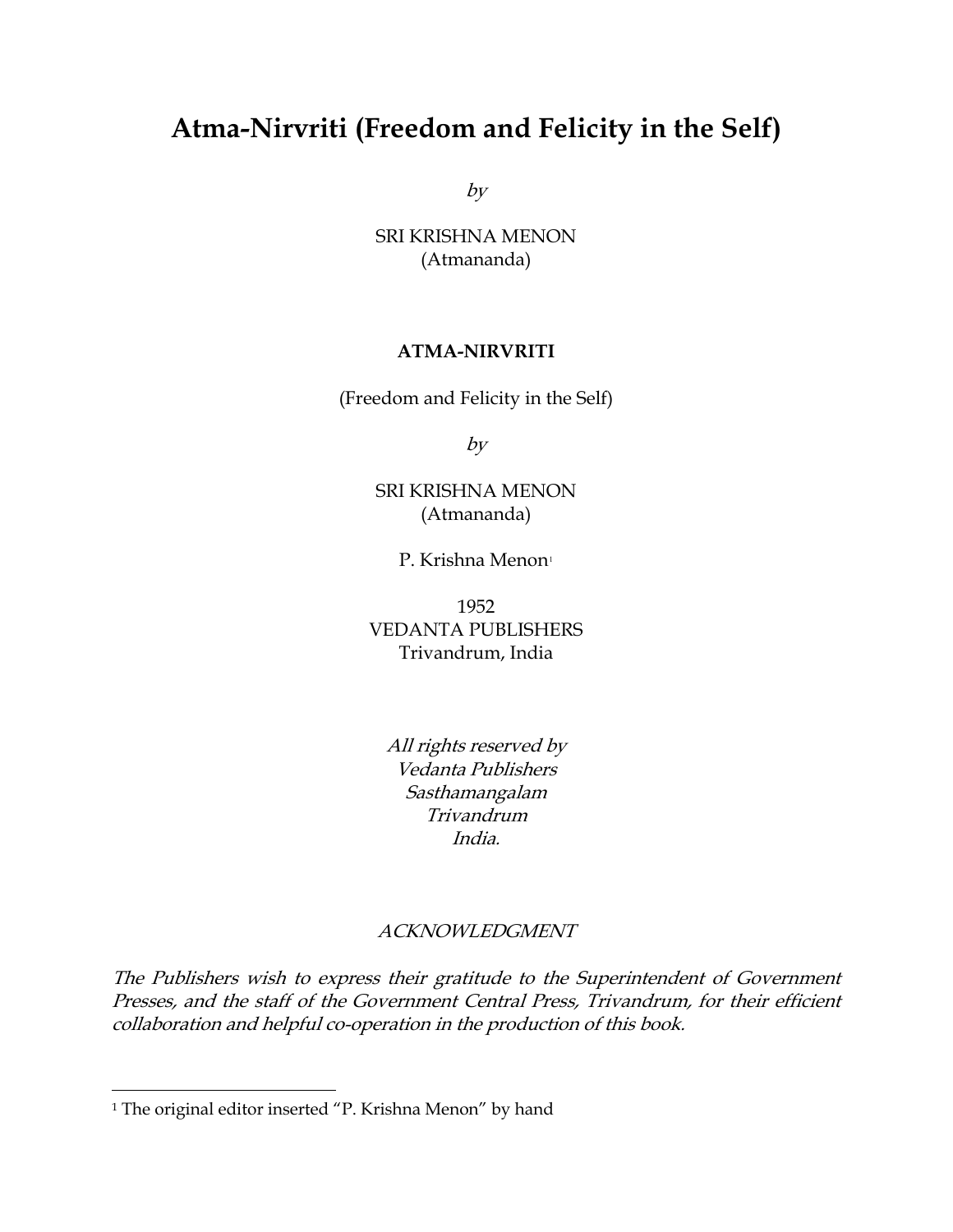# Atma-Nirvriti (Freedom and Felicity in the Self)

*by*

SRI KRISHNA MENON
(Atmananda)

**ATMA-NIRVRITI**

(Freedom and Felicity in the Self)

*by*

SRI KRISHNA MENON
(Atmananda)

P. Krishna Menon[1]

1952
VEDANTA PUBLISHERS
Trivandrum, India

*All rights reserved by*
*Vedanta Publishers*
*Sasthamangalam*
*Trivandrum*
*India.*

*ACKNOWLEDGMENT*

*The Publishers wish to express their gratitude to the Superintendent of Government Presses, and the staff of the Government Central Press, Trivandrum, for their efficient collaboration and helpful co-operation in the production of this book.*

---

[1] The original editor inserted "P. Krishna Menon" by hand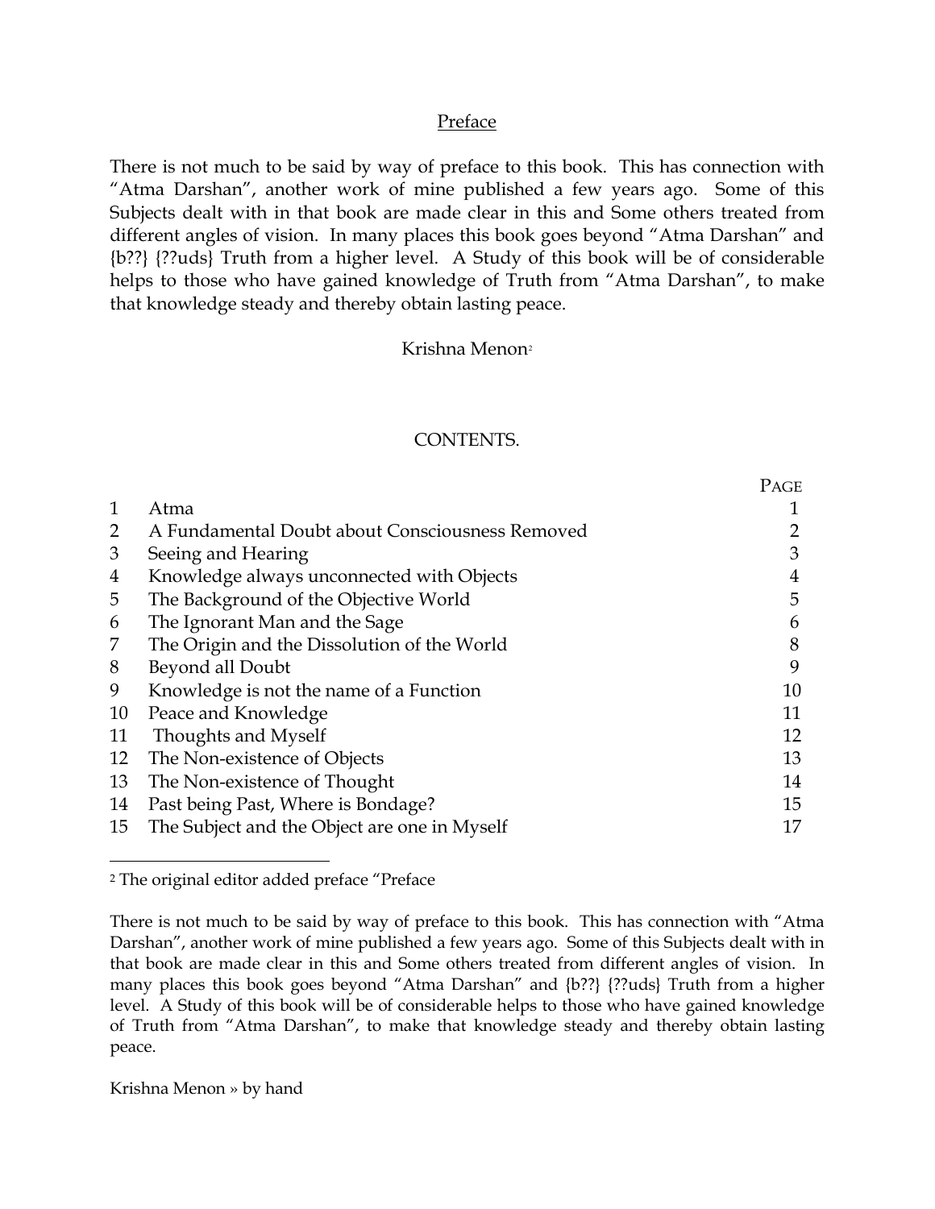## Preface

There is not much to be said by way of preface to this book. This has connection with "Atma Darshan", another work of mine published a few years ago. Some of this Subjects dealt with in that book are made clear in this and Some others treated from different angles of vision. In many places this book goes beyond "Atma Darshan" and {b??} {??uds} Truth from a higher level. A Study of this book will be of considerable helps to those who have gained knowledge of Truth from "Atma Darshan", to make that knowledge steady and thereby obtain lasting peace.

Krishna Menon[2]

## CONTENTS.

| | | PAGE |
|---|---|---|
| 1 | Atma | 1 |
| 2 | A Fundamental Doubt about Consciousness Removed | 2 |
| 3 | Seeing and Hearing | 3 |
| 4 | Knowledge always unconnected with Objects | 4 |
| 5 | The Background of the Objective World | 5 |
| 6 | The Ignorant Man and the Sage | 6 |
| 7 | The Origin and the Dissolution of the World | 8 |
| 8 | Beyond all Doubt | 9 |
| 9 | Knowledge is not the name of a Function | 10 |
| 10 | Peace and Knowledge | 11 |
| 11 | Thoughts and Myself | 12 |
| 12 | The Non-existence of Objects | 13 |
| 13 | The Non-existence of Thought | 14 |
| 14 | Past being Past, Where is Bondage? | 15 |
| 15 | The Subject and the Object are one in Myself | 17 |

---

[2] The original editor added preface "Preface

There is not much to be said by way of preface to this book. This has connection with "Atma Darshan", another work of mine published a few years ago. Some of this Subjects dealt with in that book are made clear in this and Some others treated from different angles of vision. In many places this book goes beyond "Atma Darshan" and {b??} {??uds} Truth from a higher level. A Study of this book will be of considerable helps to those who have gained knowledge of Truth from "Atma Darshan", to make that knowledge steady and thereby obtain lasting peace.

Krishna Menon » by hand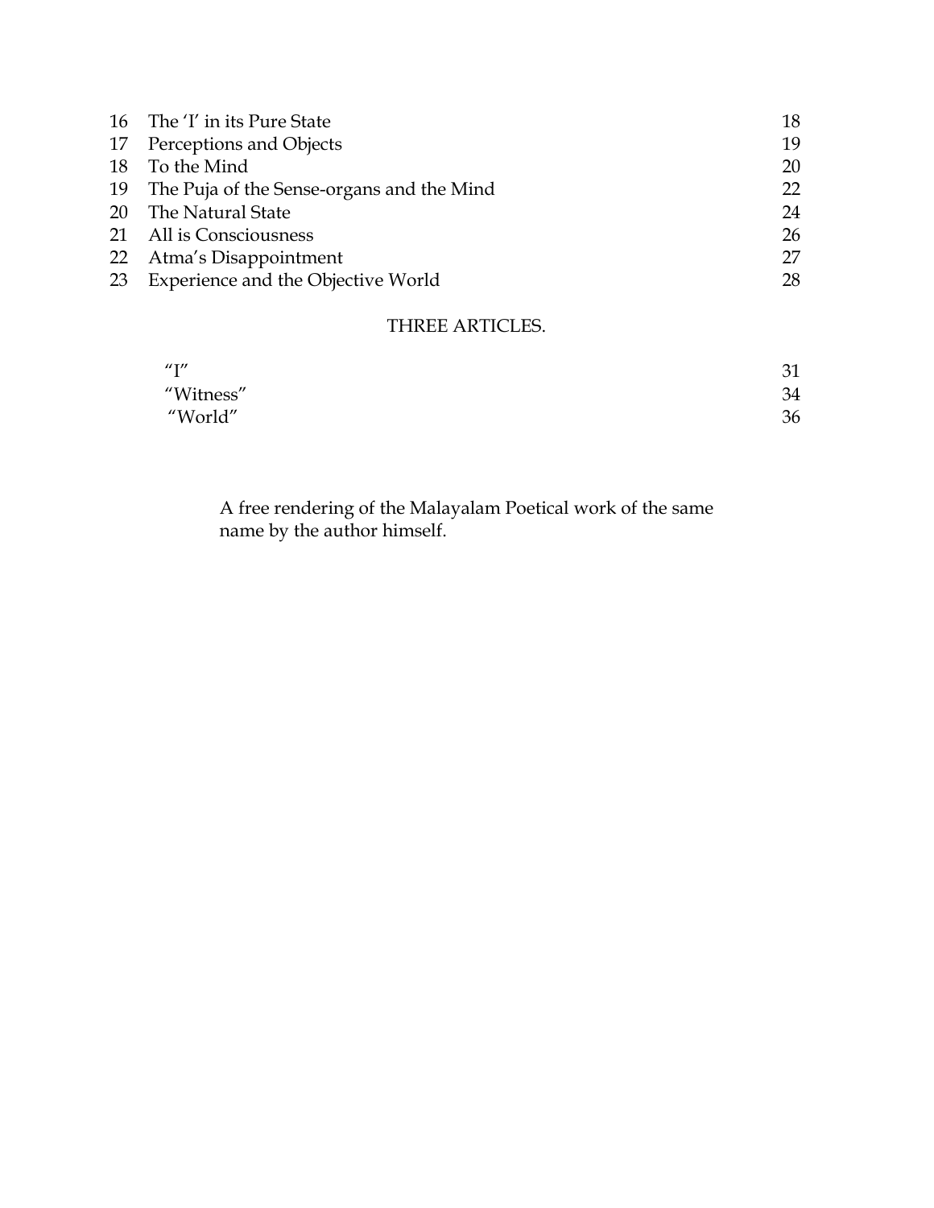| | | |
|---|---|---|
| 16 | The 'I' in its Pure State | 18 |
| 17 | Perceptions and Objects | 19 |
| 18 | To the Mind | 20 |
| 19 | The Puja of the Sense-organs and the Mind | 22 |
| 20 | The Natural State | 24 |
| 21 | All is Consciousness | 26 |
| 22 | Atma's Disappointment | 27 |
| 23 | Experience and the Objective World | 28 |

THREE ARTICLES.

| | |
|---|---|
| "I" | 31 |
| "Witness" | 34 |
| "World" | 36 |

A free rendering of the Malayalam Poetical work of the same name by the author himself.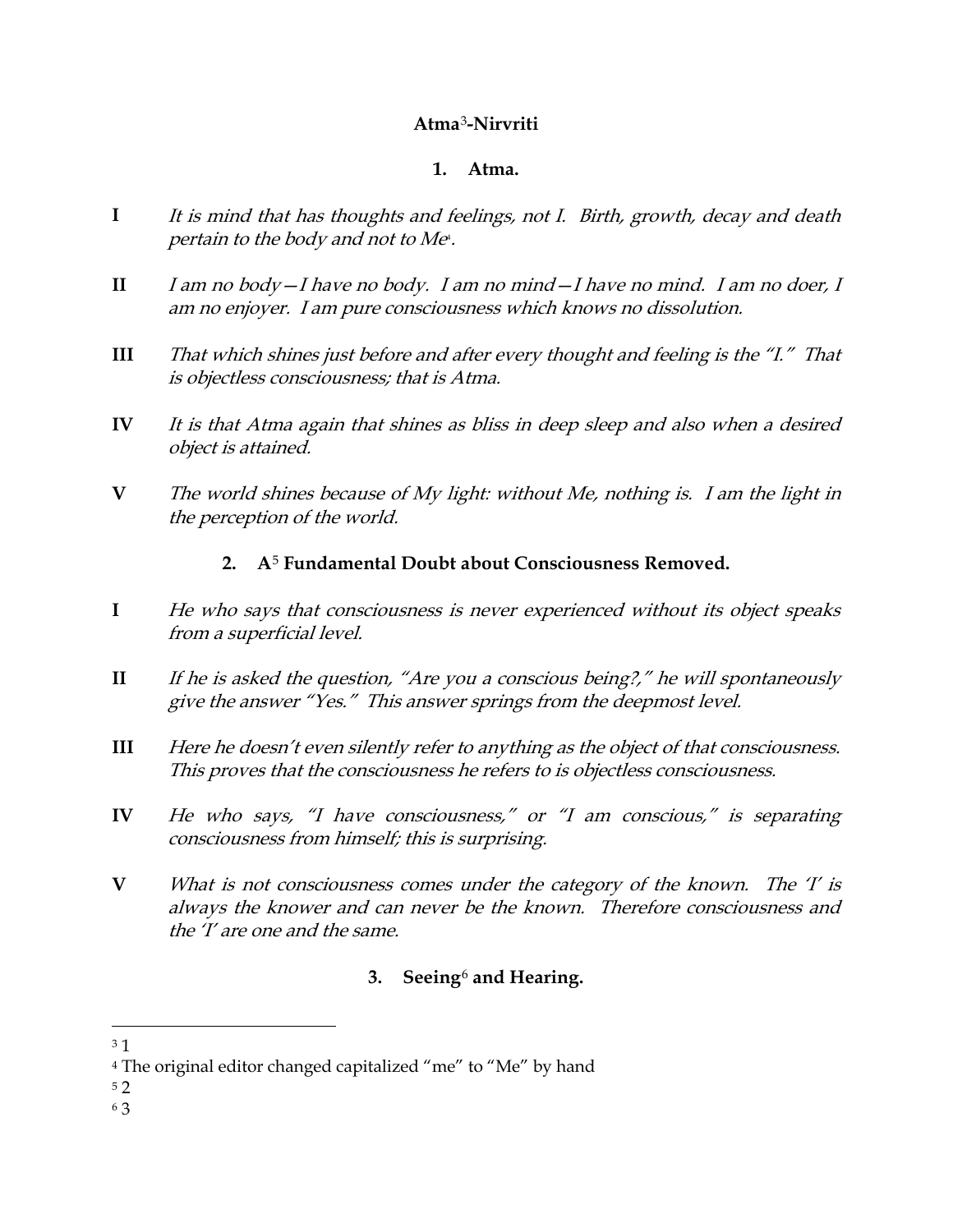**Atma[3]-Nirvriti**

**1. Atma.**

**I** *It is mind that has thoughts and feelings, not I. Birth, growth, decay and death pertain to the body and not to Me[4].*

**II** *I am no body—I have no body. I am no mind—I have no mind. I am no doer, I am no enjoyer. I am pure consciousness which knows no dissolution.*

**III** *That which shines just before and after every thought and feeling is the "I." That is objectless consciousness; that is Atma.*

**IV** *It is that Atma again that shines as bliss in deep sleep and also when a desired object is attained.*

**V** *The world shines because of My light: without Me, nothing is. I am the light in the perception of the world.*

**2. A[5] Fundamental Doubt about Consciousness Removed.**

**I** *He who says that consciousness is never experienced without its object speaks from a superficial level.*

**II** *If he is asked the question, "Are you a conscious being?," he will spontaneously give the answer "Yes." This answer springs from the deepmost level.*

**III** *Here he doesn't even silently refer to anything as the object of that consciousness. This proves that the consciousness he refers to is objectless consciousness.*

**IV** *He who says, "I have consciousness," or "I am conscious," is separating consciousness from himself; this is surprising.*

**V** *What is not consciousness comes under the category of the known. The 'I' is always the knower and can never be the known. Therefore consciousness and the 'I' are one and the same.*

**3. Seeing[6] and Hearing.**

---

[3] 1

[4] The original editor changed capitalized "me" to "Me" by hand

[5] 2

[6] 3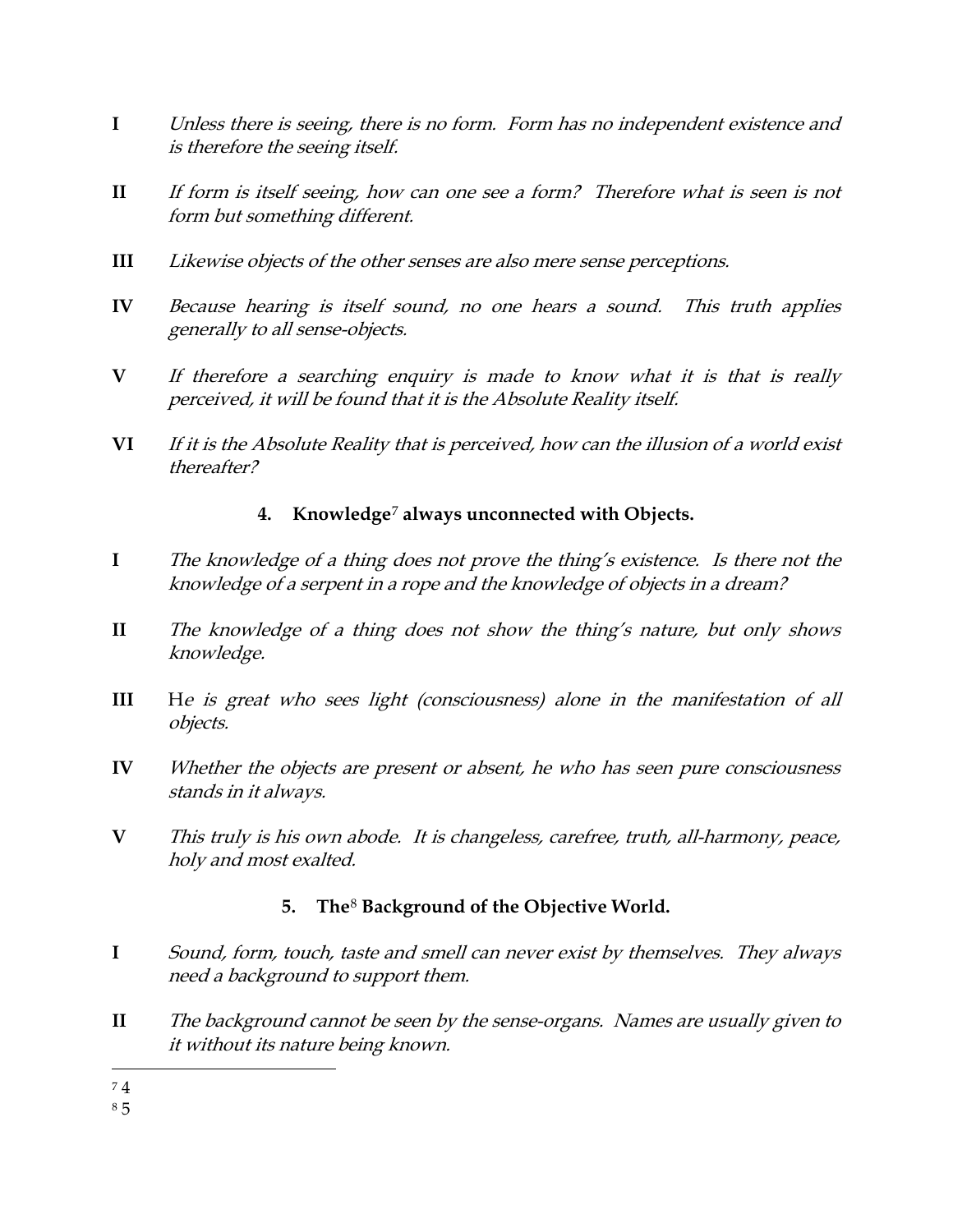**I** *Unless there is seeing, there is no form. Form has no independent existence and is therefore the seeing itself.*

**II** *If form is itself seeing, how can one see a form? Therefore what is seen is not form but something different.*

**III** *Likewise objects of the other senses are also mere sense perceptions.*

**IV** *Because hearing is itself sound, no one hears a sound. This truth applies generally to all sense-objects.*

**V** *If therefore a searching enquiry is made to know what it is that is really perceived, it will be found that it is the Absolute Reality itself.*

**VI** *If it is the Absolute Reality that is perceived, how can the illusion of a world exist thereafter?*

### 4. Knowledge[7] always unconnected with Objects.

**I** *The knowledge of a thing does not prove the thing's existence. Is there not the knowledge of a serpent in a rope and the knowledge of objects in a dream?*

**II** *The knowledge of a thing does not show the thing's nature, but only shows knowledge.*

**III** H*e is great who sees light (consciousness) alone in the manifestation of all objects.*

**IV** *Whether the objects are present or absent, he who has seen pure consciousness stands in it always.*

**V** *This truly is his own abode. It is changeless, carefree, truth, all-harmony, peace, holy and most exalted.*

### 5. The[8] Background of the Objective World.

**I** *Sound, form, touch, taste and smell can never exist by themselves. They always need a background to support them.*

**II** *The background cannot be seen by the sense-organs. Names are usually given to it without its nature being known.*

---

[7] 4

[8] 5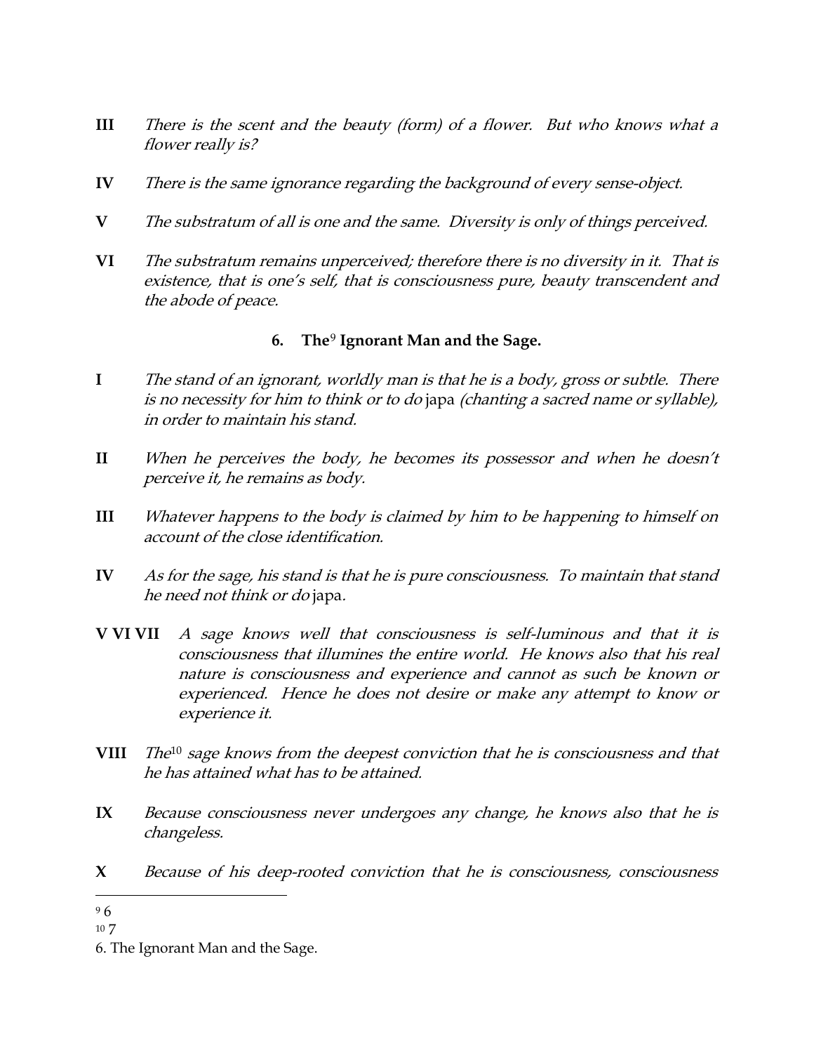**III** *There is the scent and the beauty (form) of a flower. But who knows what a flower really is?*

**IV** *There is the same ignorance regarding the background of every sense-object.*

**V** *The substratum of all is one and the same. Diversity is only of things perceived.*

**VI** *The substratum remains unperceived; therefore there is no diversity in it. That is existence, that is one's self, that is consciousness pure, beauty transcendent and the abode of peace.*

### 6. The[9] Ignorant Man and the Sage.

**I** *The stand of an ignorant, worldly man is that he is a body, gross or subtle. There is no necessity for him to think or to do* japa *(chanting a sacred name or syllable), in order to maintain his stand.*

**II** *When he perceives the body, he becomes its possessor and when he doesn't perceive it, he remains as body.*

**III** *Whatever happens to the body is claimed by him to be happening to himself on account of the close identification.*

**IV** *As for the sage, his stand is that he is pure consciousness. To maintain that stand he need not think or do* japa.

**V VI VII** *A sage knows well that consciousness is self-luminous and that it is consciousness that illumines the entire world. He knows also that his real nature is consciousness and experience and cannot as such be known or experienced. Hence he does not desire or make any attempt to know or experience it.*

**VIII** *The*[10] *sage knows from the deepest conviction that he is consciousness and that he has attained what has to be attained.*

**IX** *Because consciousness never undergoes any change, he knows also that he is changeless.*

**X** *Because of his deep-rooted conviction that he is consciousness, consciousness*

---

[9] 6

[10] 7

6. The Ignorant Man and the Sage.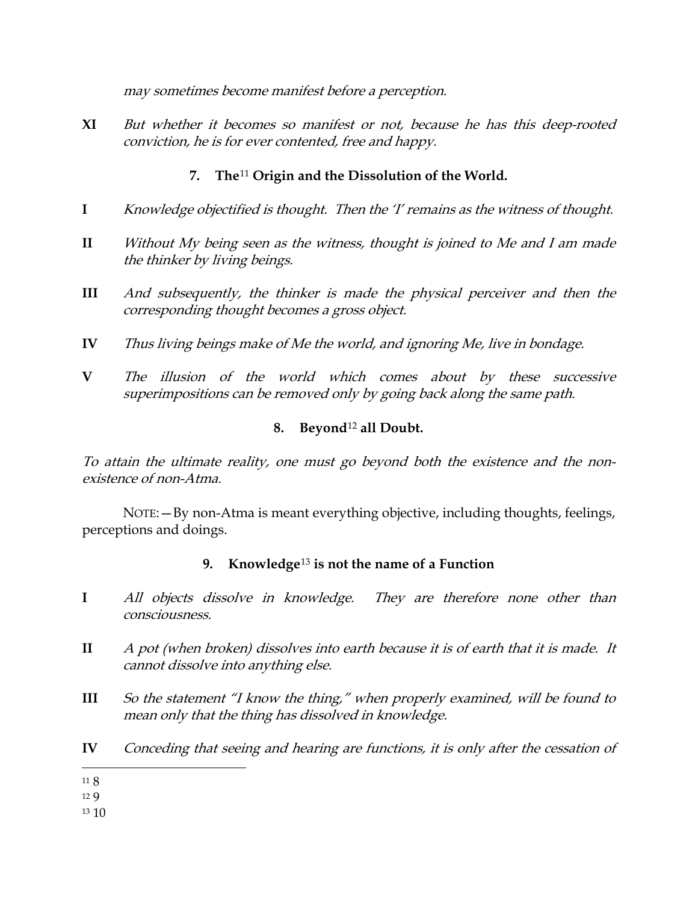*may sometimes become manifest before a perception.*

**XI** *But whether it becomes so manifest or not, because he has this deep-rooted conviction, he is for ever contented, free and happy.*

### 7. The[11] Origin and the Dissolution of the World.

**I** *Knowledge objectified is thought. Then the 'I' remains as the witness of thought.*

**II** *Without My being seen as the witness, thought is joined to Me and I am made the thinker by living beings.*

**III** *And subsequently, the thinker is made the physical perceiver and then the corresponding thought becomes a gross object.*

**IV** *Thus living beings make of Me the world, and ignoring Me, live in bondage.*

**V** *The illusion of the world which comes about by these successive superimpositions can be removed only by going back along the same path.*

### 8. Beyond[12] all Doubt.

*To attain the ultimate reality, one must go beyond both the existence and the non-existence of non-Atma.*

NOTE:—By non-Atma is meant everything objective, including thoughts, feelings, perceptions and doings.

### 9. Knowledge[13] is not the name of a Function

**I** *All objects dissolve in knowledge. They are therefore none other than consciousness.*

**II** *A pot (when broken) dissolves into earth because it is of earth that it is made. It cannot dissolve into anything else.*

**III** *So the statement "I know the thing," when properly examined, will be found to mean only that the thing has dissolved in knowledge.*

**IV** *Conceding that seeing and hearing are functions, it is only after the cessation of*

---

[11] 8

[12] 9

[13] 10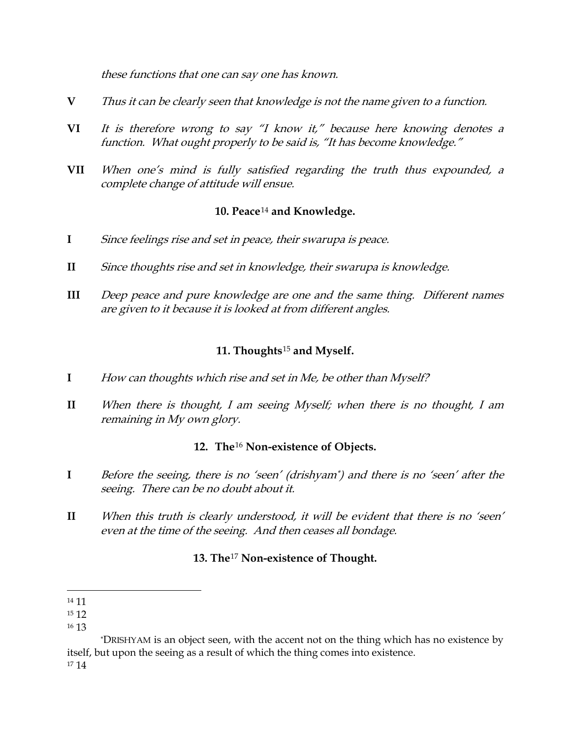*these functions that one can say one has known.*

**V** *Thus it can be clearly seen that knowledge is not the name given to a function.*

**VI** *It is therefore wrong to say "I know it," because here knowing denotes a function. What ought properly to be said is, "It has become knowledge."*

**VII** *When one's mind is fully satisfied regarding the truth thus expounded, a complete change of attitude will ensue.*

### 10. Peace[14] and Knowledge.

**I** *Since feelings rise and set in peace, their swarupa is peace.*

**II** *Since thoughts rise and set in knowledge, their swarupa is knowledge.*

**III** *Deep peace and pure knowledge are one and the same thing. Different names are given to it because it is looked at from different angles.*

### 11. Thoughts[15] and Myself.

**I** *How can thoughts which rise and set in Me, be other than Myself?*

**II** *When there is thought, I am seeing Myself; when there is no thought, I am remaining in My own glory.*

### 12. The[16] Non-existence of Objects.

**I** *Before the seeing, there is no 'seen' (drishyam\*) and there is no 'seen' after the seeing. There can be no doubt about it.*

**II** *When this truth is clearly understood, it will be evident that there is no 'seen' even at the time of the seeing. And then ceases all bondage.*

### 13. The[17] Non-existence of Thought.

---

[14] 11

[15] 12

[16] 13

\*DRISHYAM is an object seen, with the accent not on the thing which has no existence by itself, but upon the seeing as a result of which the thing comes into existence.

[17] 14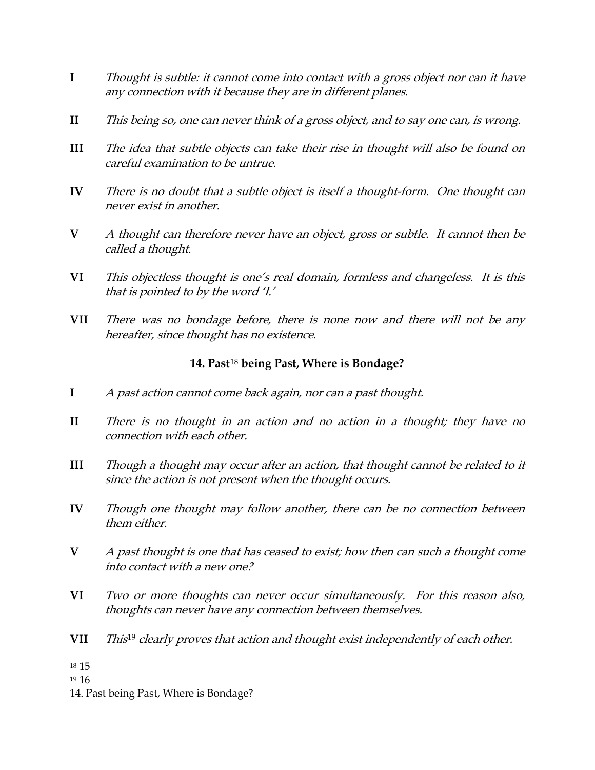**I** *Thought is subtle: it cannot come into contact with a gross object nor can it have any connection with it because they are in different planes.*

**II** *This being so, one can never think of a gross object, and to say one can, is wrong.*

**III** *The idea that subtle objects can take their rise in thought will also be found on careful examination to be untrue.*

**IV** *There is no doubt that a subtle object is itself a thought-form. One thought can never exist in another.*

**V** *A thought can therefore never have an object, gross or subtle. It cannot then be called a thought.*

**VI** *This objectless thought is one's real domain, formless and changeless. It is this that is pointed to by the word 'I.'*

**VII** *There was no bondage before, there is none now and there will not be any hereafter, since thought has no existence.*

### 14. Past[18] being Past, Where is Bondage?

**I** *A past action cannot come back again, nor can a past thought.*

**II** *There is no thought in an action and no action in a thought; they have no connection with each other.*

**III** *Though a thought may occur after an action, that thought cannot be related to it since the action is not present when the thought occurs.*

**IV** *Though one thought may follow another, there can be no connection between them either.*

**V** *A past thought is one that has ceased to exist; how then can such a thought come into contact with a new one?*

**VI** *Two or more thoughts can never occur simultaneously. For this reason also, thoughts can never have any connection between themselves.*

**VII** *This[19] clearly proves that action and thought exist independently of each other.*

---

[18] 15

[19] 16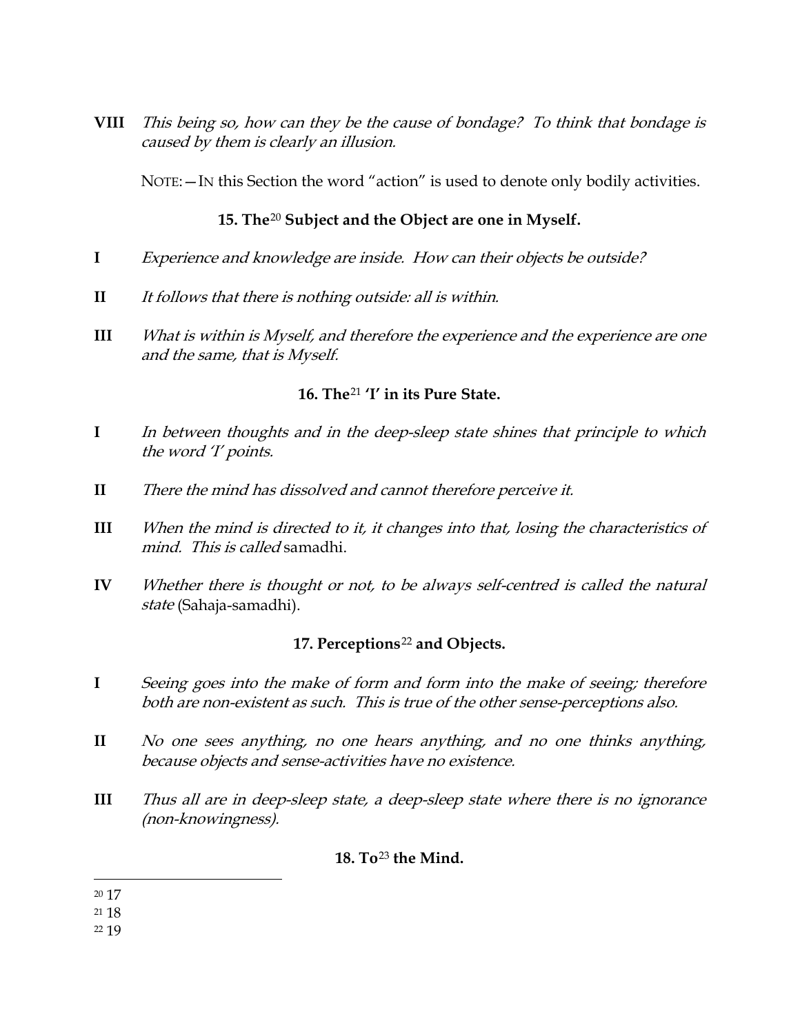**VIII** *This being so, how can they be the cause of bondage? To think that bondage is caused by them is clearly an illusion.*

NOTE:—IN this Section the word "action" is used to denote only bodily activities.

### 15. The[20] Subject and the Object are one in Myself.

**I** *Experience and knowledge are inside. How can their objects be outside?*

**II** *It follows that there is nothing outside: all is within.*

**III** *What is within is Myself, and therefore the experience and the experience are one and the same, that is Myself.*

### 16. The[21] 'I' in its Pure State.

**I** *In between thoughts and in the deep-sleep state shines that principle to which the word 'I' points.*

**II** *There the mind has dissolved and cannot therefore perceive it.*

**III** *When the mind is directed to it, it changes into that, losing the characteristics of mind. This is called* samadhi.

**IV** *Whether there is thought or not, to be always self-centred is called the natural state* (Sahaja-samadhi).

### 17. Perceptions[22] and Objects.

**I** *Seeing goes into the make of form and form into the make of seeing; therefore both are non-existent as such. This is true of the other sense-perceptions also.*

**II** *No one sees anything, no one hears anything, and no one thinks anything, because objects and sense-activities have no existence.*

**III** *Thus all are in deep-sleep state, a deep-sleep state where there is no ignorance (non-knowingness).*

### 18. To[23] the Mind.

---

[20] 17

[21] 18

[22] 19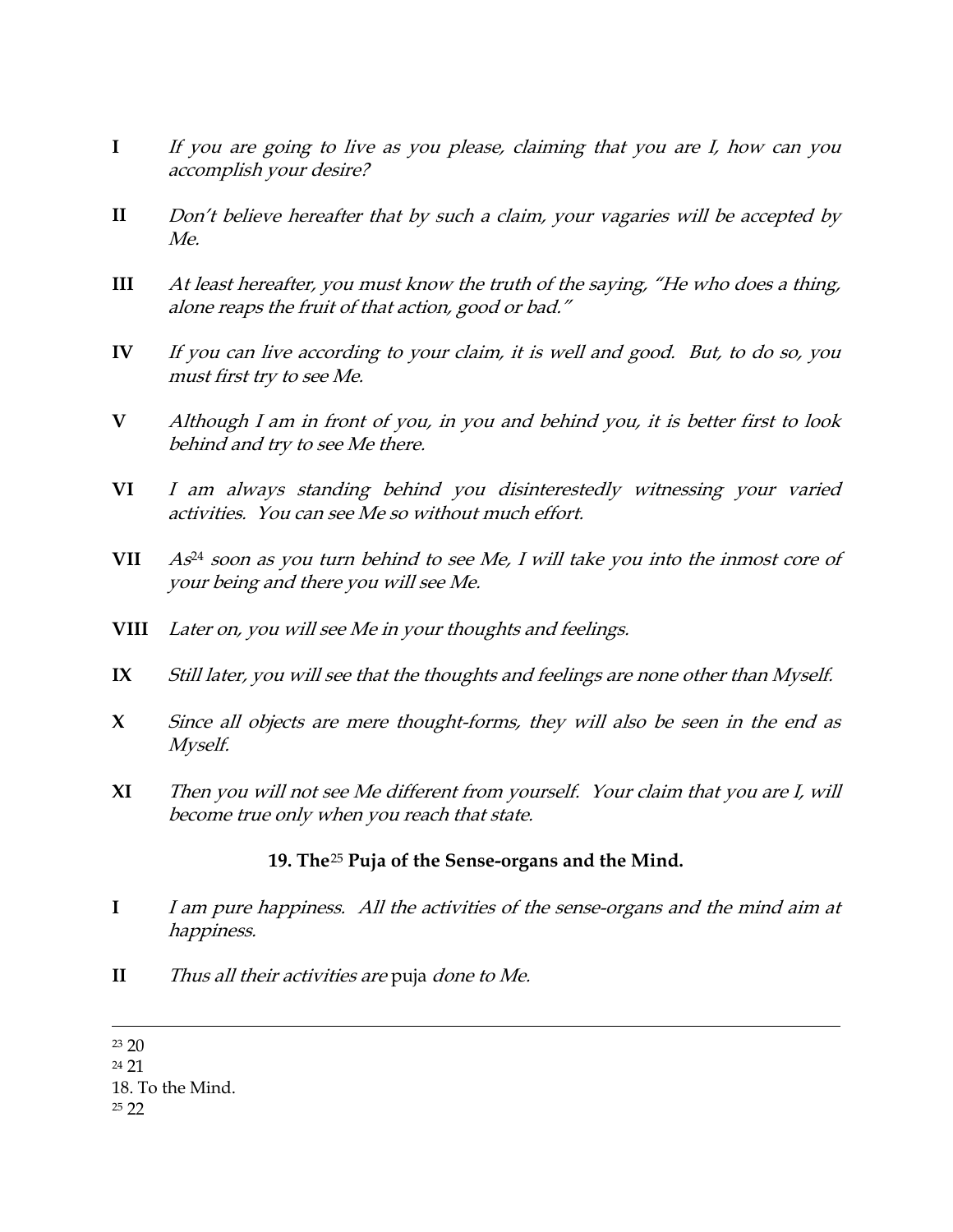**I** *If you are going to live as you please, claiming that you are I, how can you accomplish your desire?*

**II** *Don't believe hereafter that by such a claim, your vagaries will be accepted by Me.*

**III** *At least hereafter, you must know the truth of the saying, "He who does a thing, alone reaps the fruit of that action, good or bad."*

**IV** *If you can live according to your claim, it is well and good. But, to do so, you must first try to see Me.*

**V** *Although I am in front of you, in you and behind you, it is better first to look behind and try to see Me there.*

**VI** *I am always standing behind you disinterestedly witnessing your varied activities. You can see Me so without much effort.*

**VII** *As*[24] *soon as you turn behind to see Me, I will take you into the inmost core of your being and there you will see Me.*

**VIII** *Later on, you will see Me in your thoughts and feelings.*

**IX** *Still later, you will see that the thoughts and feelings are none other than Myself.*

**X** *Since all objects are mere thought-forms, they will also be seen in the end as Myself.*

**XI** *Then you will not see Me different from yourself. Your claim that you are I, will become true only when you reach that state.*

### 19. The[25] Puja of the Sense-organs and the Mind.

**I** *I am pure happiness. All the activities of the sense-organs and the mind aim at happiness.*

**II** *Thus all their activities are* puja *done to Me.*

---

[23] 20

[24] 21

18. To the Mind.

[25] 22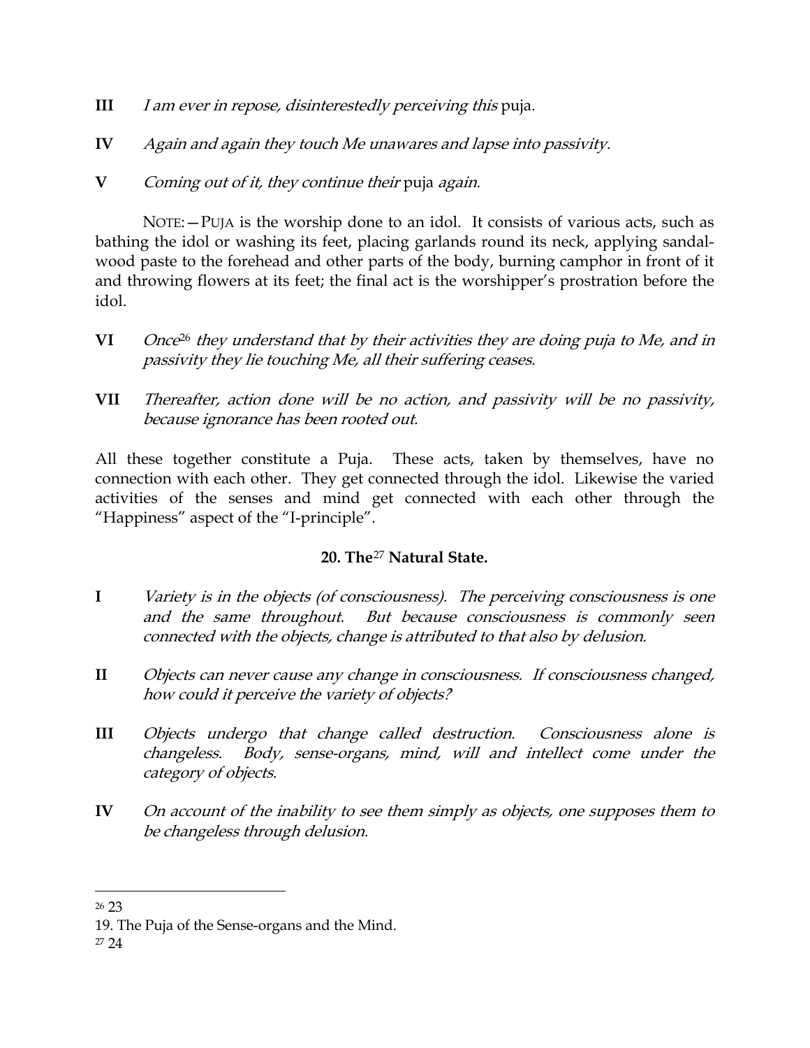**III** *I am ever in repose, disinterestedly perceiving this* puja.

**IV** *Again and again they touch Me unawares and lapse into passivity.*

**V** *Coming out of it, they continue their* puja *again.*

NOTE:—PUJA is the worship done to an idol. It consists of various acts, such as bathing the idol or washing its feet, placing garlands round its neck, applying sandal-wood paste to the forehead and other parts of the body, burning camphor in front of it and throwing flowers at its feet; the final act is the worshipper's prostration before the idol.

**VI** *Once*[26] *they understand that by their activities they are doing puja to Me, and in passivity they lie touching Me, all their suffering ceases.*

**VII** *Thereafter, action done will be no action, and passivity will be no passivity, because ignorance has been rooted out.*

All these together constitute a Puja. These acts, taken by themselves, have no connection with each other. They get connected through the idol. Likewise the varied activities of the senses and mind get connected with each other through the "Happiness" aspect of the "I-principle".

### 20. The[27] Natural State.

**I** *Variety is in the objects (of consciousness). The perceiving consciousness is one and the same throughout. But because consciousness is commonly seen connected with the objects, change is attributed to that also by delusion.*

**II** *Objects can never cause any change in consciousness. If consciousness changed, how could it perceive the variety of objects?*

**III** *Objects undergo that change called destruction. Consciousness alone is changeless. Body, sense-organs, mind, will and intellect come under the category of objects.*

**IV** *On account of the inability to see them simply as objects, one supposes them to be changeless through delusion.*

---

[26] 23

19. The Puja of the Sense-organs and the Mind.

[27] 24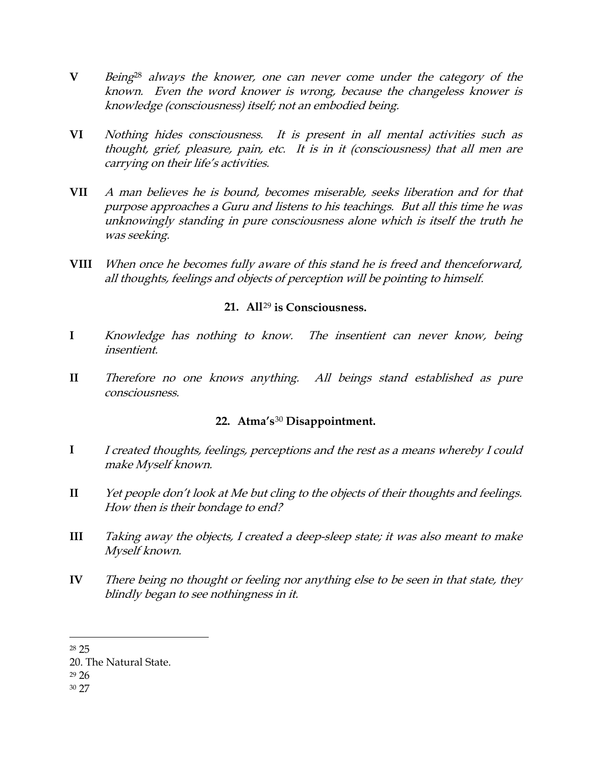**V** *Being[28] always the knower, one can never come under the category of the known. Even the word knower is wrong, because the changeless knower is knowledge (consciousness) itself; not an embodied being.*

**VI** *Nothing hides consciousness. It is present in all mental activities such as thought, grief, pleasure, pain, etc. It is in it (consciousness) that all men are carrying on their life's activities.*

**VII** *A man believes he is bound, becomes miserable, seeks liberation and for that purpose approaches a Guru and listens to his teachings. But all this time he was unknowingly standing in pure consciousness alone which is itself the truth he was seeking.*

**VIII** *When once he becomes fully aware of this stand he is freed and thenceforward, all thoughts, feelings and objects of perception will be pointing to himself.*

## 21. All[29] is Consciousness.

**I** *Knowledge has nothing to know. The insentient can never know, being insentient.*

**II** *Therefore no one knows anything. All beings stand established as pure consciousness.*

## 22. Atma's[30] Disappointment.

**I** *I created thoughts, feelings, perceptions and the rest as a means whereby I could make Myself known.*

**II** *Yet people don't look at Me but cling to the objects of their thoughts and feelings. How then is their bondage to end?*

**III** *Taking away the objects, I created a deep-sleep state; it was also meant to make Myself known.*

**IV** *There being no thought or feeling nor anything else to be seen in that state, they blindly began to see nothingness in it.*

---

[28] 25
20. The Natural State.

[29] 26

[30] 27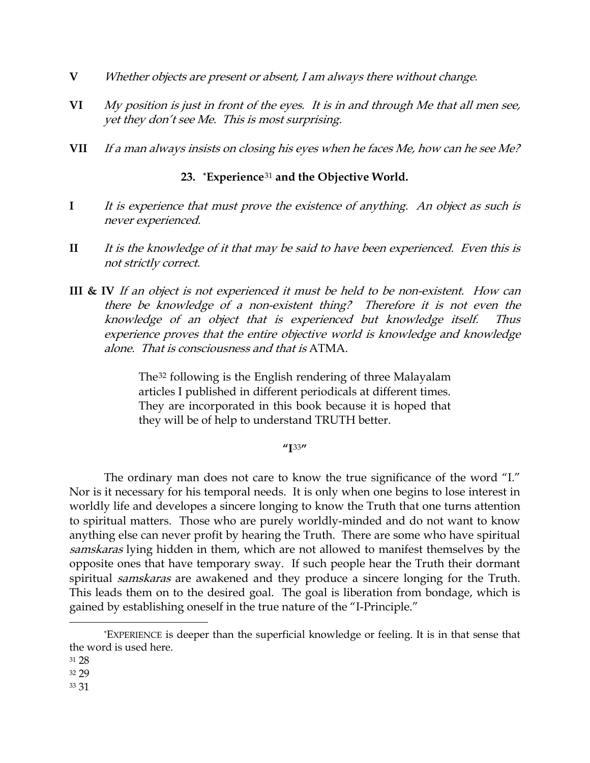**V** *Whether objects are present or absent, I am always there without change.*

**VI** *My position is just in front of the eyes. It is in and through Me that all men see, yet they don't see Me. This is most surprising.*

**VII** *If a man always insists on closing his eyes when he faces Me, how can he see Me?*

### 23. *Experience[31] and the Objective World.

**I** *It is experience that must prove the existence of anything. An object as such is never experienced.*

**II** *It is the knowledge of it that may be said to have been experienced. Even this is not strictly correct.*

**III & IV** *If an object is not experienced it must be held to be non-existent. How can there be knowledge of a non-existent thing? Therefore it is not even the knowledge of an object that is experienced but knowledge itself. Thus experience proves that the entire objective world is knowledge and knowledge alone. That is consciousness and that is* ATMA.

> The[32] following is the English rendering of three Malayalam articles I published in different periodicals at different times. They are incorporated in this book because it is hoped that they will be of help to understand TRUTH better.

**"I[33]"**

The ordinary man does not care to know the true significance of the word "I." Nor is it necessary for his temporal needs. It is only when one begins to lose interest in worldly life and developes a sincere longing to know the Truth that one turns attention to spiritual matters. Those who are purely worldly-minded and do not want to know anything else can never profit by hearing the Truth. There are some who have spiritual *samskaras* lying hidden in them, which are not allowed to manifest themselves by the opposite ones that have temporary sway. If such people hear the Truth their dormant spiritual *samskaras* are awakened and they produce a sincere longing for the Truth. This leads them on to the desired goal. The goal is liberation from bondage, which is gained by establishing oneself in the true nature of the "I-Principle."

---

*EXPERIENCE is deeper than the superficial knowledge or feeling. It is in that sense that the word is used here.

[31] 28

[32] 29

[33] 31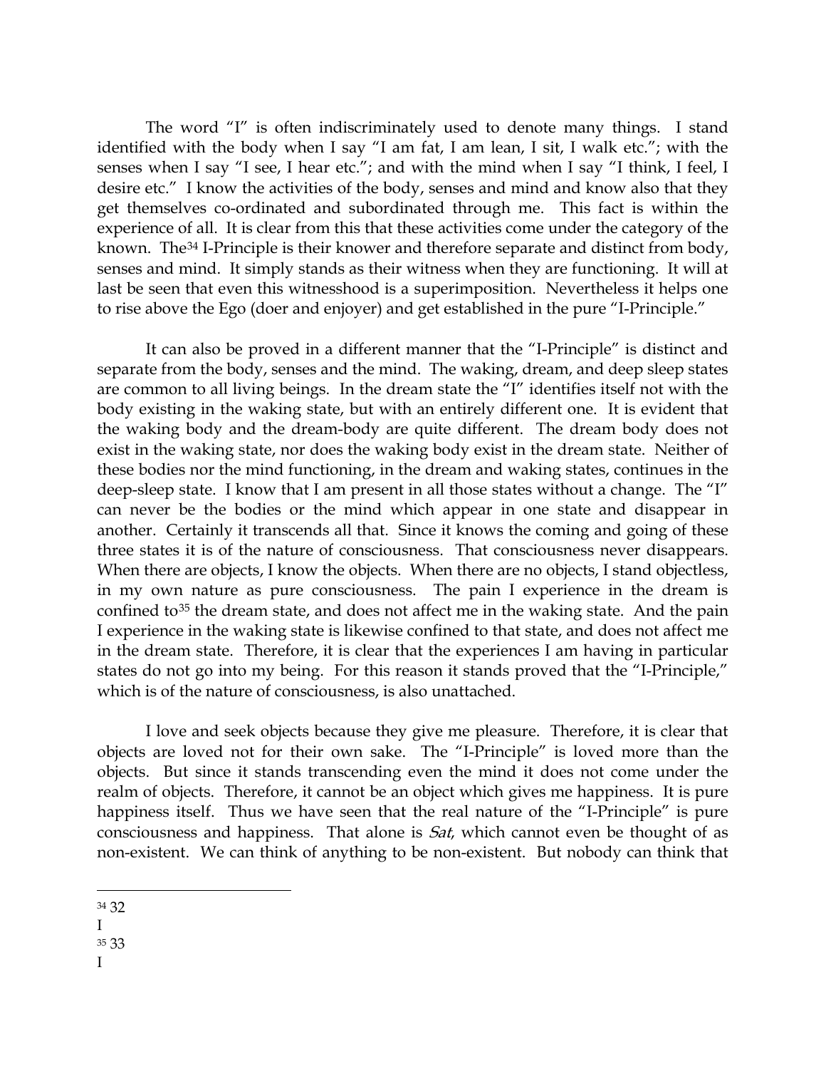The word "I" is often indiscriminately used to denote many things. I stand identified with the body when I say "I am fat, I am lean, I sit, I walk etc."; with the senses when I say "I see, I hear etc."; and with the mind when I say "I think, I feel, I desire etc." I know the activities of the body, senses and mind and know also that they get themselves co-ordinated and subordinated through me. This fact is within the experience of all. It is clear from this that these activities come under the category of the known. The[34] I-Principle is their knower and therefore separate and distinct from body, senses and mind. It simply stands as their witness when they are functioning. It will at last be seen that even this witnesshood is a superimposition. Nevertheless it helps one to rise above the Ego (doer and enjoyer) and get established in the pure "I-Principle."

It can also be proved in a different manner that the "I-Principle" is distinct and separate from the body, senses and the mind. The waking, dream, and deep sleep states are common to all living beings. In the dream state the "I" identifies itself not with the body existing in the waking state, but with an entirely different one. It is evident that the waking body and the dream-body are quite different. The dream body does not exist in the waking state, nor does the waking body exist in the dream state. Neither of these bodies nor the mind functioning, in the dream and waking states, continues in the deep-sleep state. I know that I am present in all those states without a change. The "I" can never be the bodies or the mind which appear in one state and disappear in another. Certainly it transcends all that. Since it knows the coming and going of these three states it is of the nature of consciousness. That consciousness never disappears. When there are objects, I know the objects. When there are no objects, I stand objectless, in my own nature as pure consciousness. The pain I experience in the dream is confined to[35] the dream state, and does not affect me in the waking state. And the pain I experience in the waking state is likewise confined to that state, and does not affect me in the dream state. Therefore, it is clear that the experiences I am having in particular states do not go into my being. For this reason it stands proved that the "I-Principle," which is of the nature of consciousness, is also unattached.

I love and seek objects because they give me pleasure. Therefore, it is clear that objects are loved not for their own sake. The "I-Principle" is loved more than the objects. But since it stands transcending even the mind it does not come under the realm of objects. Therefore, it cannot be an object which gives me happiness. It is pure happiness itself. Thus we have seen that the real nature of the "I-Principle" is pure consciousness and happiness. That alone is *Sat*, which cannot even be thought of as non-existent. We can think of anything to be non-existent. But nobody can think that

---

[34] 32

I

[35] 33

I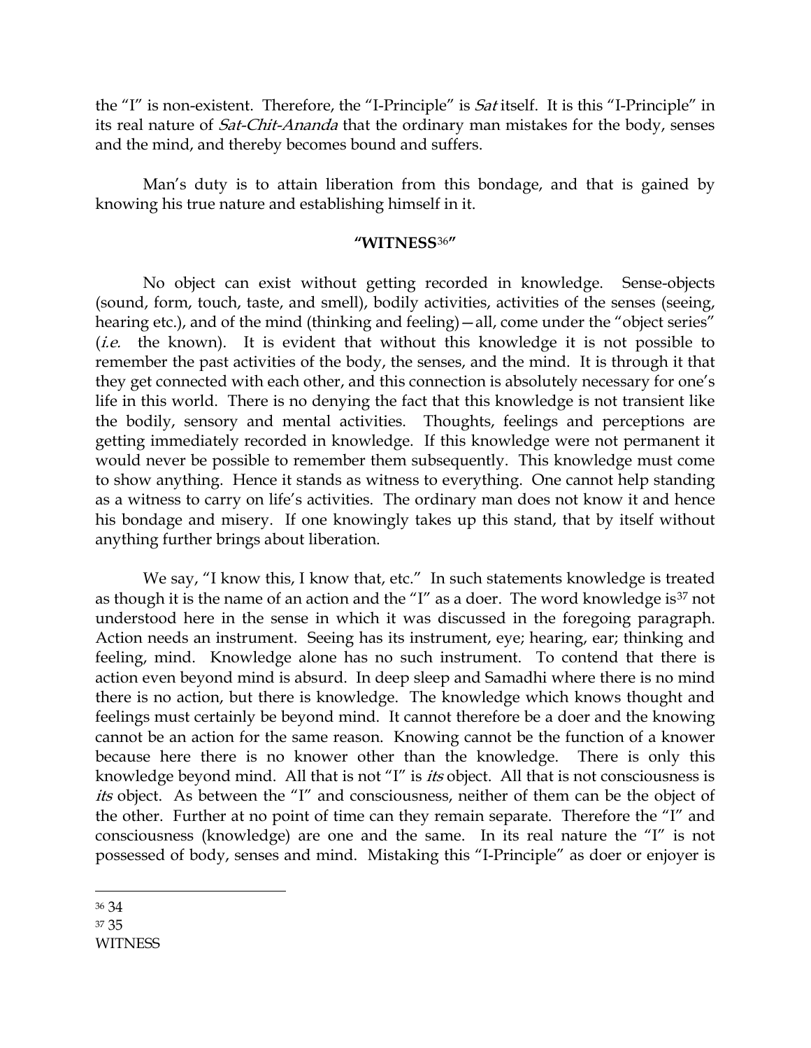the "I" is non-existent. Therefore, the "I-Principle" is *Sat* itself. It is this "I-Principle" in its real nature of *Sat-Chit-Ananda* that the ordinary man mistakes for the body, senses and the mind, and thereby becomes bound and suffers.

Man's duty is to attain liberation from this bondage, and that is gained by knowing his true nature and establishing himself in it.

### "WITNESS[36]"

No object can exist without getting recorded in knowledge. Sense-objects (sound, form, touch, taste, and smell), bodily activities, activities of the senses (seeing, hearing etc.), and of the mind (thinking and feeling)—all, come under the "object series" (*i.e.* the known). It is evident that without this knowledge it is not possible to remember the past activities of the body, the senses, and the mind. It is through it that they get connected with each other, and this connection is absolutely necessary for one's life in this world. There is no denying the fact that this knowledge is not transient like the bodily, sensory and mental activities. Thoughts, feelings and perceptions are getting immediately recorded in knowledge. If this knowledge were not permanent it would never be possible to remember them subsequently. This knowledge must come to show anything. Hence it stands as witness to everything. One cannot help standing as a witness to carry on life's activities. The ordinary man does not know it and hence his bondage and misery. If one knowingly takes up this stand, that by itself without anything further brings about liberation.

We say, "I know this, I know that, etc." In such statements knowledge is treated as though it is the name of an action and the "I" as a doer. The word knowledge is[37] not understood here in the sense in which it was discussed in the foregoing paragraph. Action needs an instrument. Seeing has its instrument, eye; hearing, ear; thinking and feeling, mind. Knowledge alone has no such instrument. To contend that there is action even beyond mind is absurd. In deep sleep and Samadhi where there is no mind there is no action, but there is knowledge. The knowledge which knows thought and feelings must certainly be beyond mind. It cannot therefore be a doer and the knowing cannot be an action for the same reason. Knowing cannot be the function of a knower because here there is no knower other than the knowledge. There is only this knowledge beyond mind. All that is not "I" is *its* object. All that is not consciousness is *its* object. As between the "I" and consciousness, neither of them can be the object of the other. Further at no point of time can they remain separate. Therefore the "I" and consciousness (knowledge) are one and the same. In its real nature the "I" is not possessed of body, senses and mind. Mistaking this "I-Principle" as doer or enjoyer is

---

[36] 34
[37] 35
WITNESS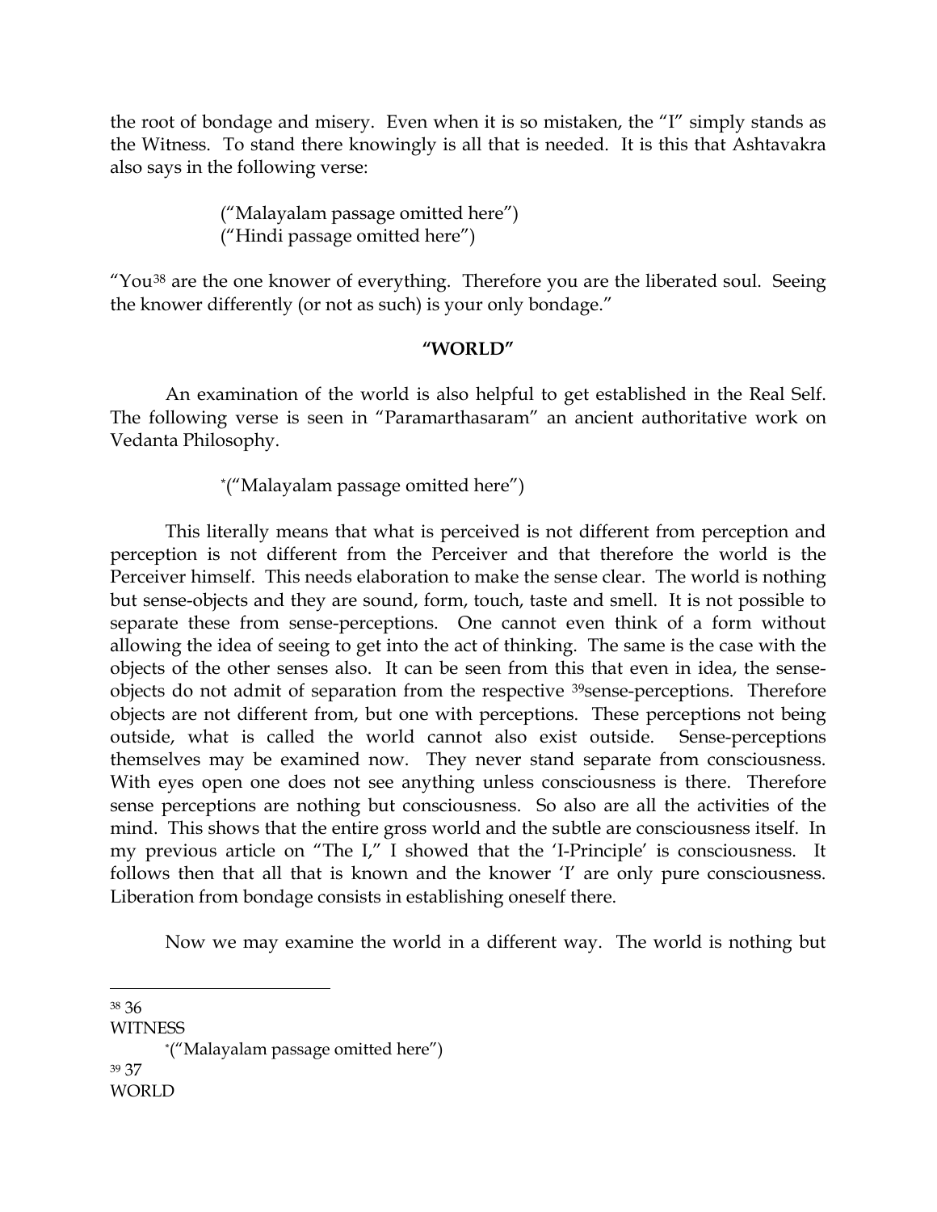the root of bondage and misery. Even when it is so mistaken, the "I" simply stands as the Witness. To stand there knowingly is all that is needed. It is this that Ashtavakra also says in the following verse:

("Malayalam passage omitted here")
("Hindi passage omitted here")

"You[38] are the one knower of everything. Therefore you are the liberated soul. Seeing the knower differently (or not as such) is your only bondage."

**"WORLD"**

An examination of the world is also helpful to get established in the Real Self. The following verse is seen in "Paramarthasaram" an ancient authoritative work on Vedanta Philosophy.

*("Malayalam passage omitted here")

This literally means that what is perceived is not different from perception and perception is not different from the Perceiver and that therefore the world is the Perceiver himself. This needs elaboration to make the sense clear. The world is nothing but sense-objects and they are sound, form, touch, taste and smell. It is not possible to separate these from sense-perceptions. One cannot even think of a form without allowing the idea of seeing to get into the act of thinking. The same is the case with the objects of the other senses also. It can be seen from this that even in idea, the sense-objects do not admit of separation from the respective [39]sense-perceptions. Therefore objects are not different from, but one with perceptions. These perceptions not being outside, what is called the world cannot also exist outside. Sense-perceptions themselves may be examined now. They never stand separate from consciousness. With eyes open one does not see anything unless consciousness is there. Therefore sense perceptions are nothing but consciousness. So also are all the activities of the mind. This shows that the entire gross world and the subtle are consciousness itself. In my previous article on "The I," I showed that the 'I-Principle' is consciousness. It follows then that all that is known and the knower 'I' are only pure consciousness. Liberation from bondage consists in establishing oneself there.

Now we may examine the world in a different way. The world is nothing but

---

[38] 36
WITNESS

*("Malayalam passage omitted here")

[39] 37
WORLD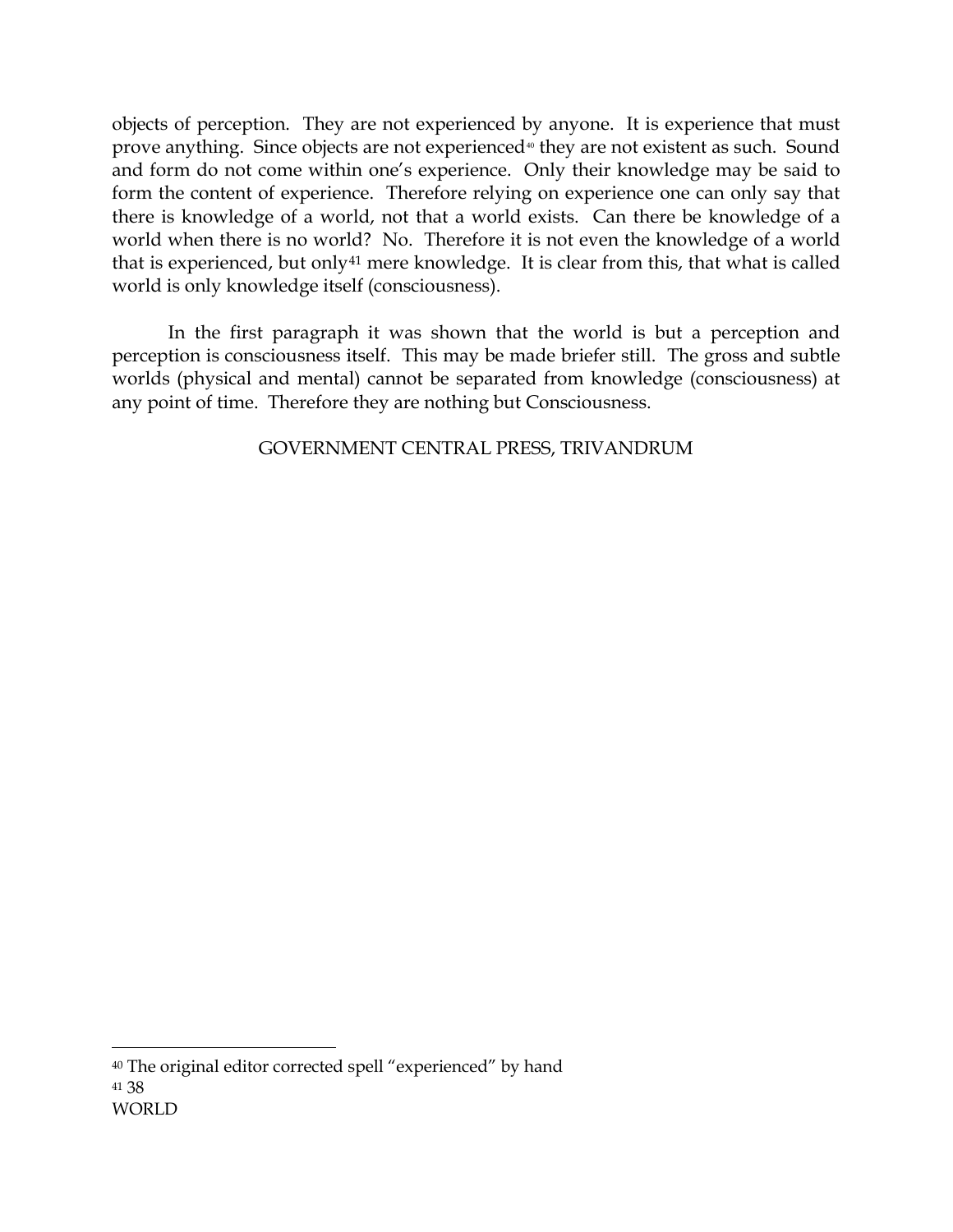objects of perception. They are not experienced by anyone. It is experience that must prove anything. Since objects are not experienced[40] they are not existent as such. Sound and form do not come within one's experience. Only their knowledge may be said to form the content of experience. Therefore relying on experience one can only say that there is knowledge of a world, not that a world exists. Can there be knowledge of a world when there is no world? No. Therefore it is not even the knowledge of a world that is experienced, but only[41] mere knowledge. It is clear from this, that what is called world is only knowledge itself (consciousness).

In the first paragraph it was shown that the world is but a perception and perception is consciousness itself. This may be made briefer still. The gross and subtle worlds (physical and mental) cannot be separated from knowledge (consciousness) at any point of time. Therefore they are nothing but Consciousness.

GOVERNMENT CENTRAL PRESS, TRIVANDRUM

---

[40] The original editor corrected spell "experienced" by hand

[41] 38
WORLD